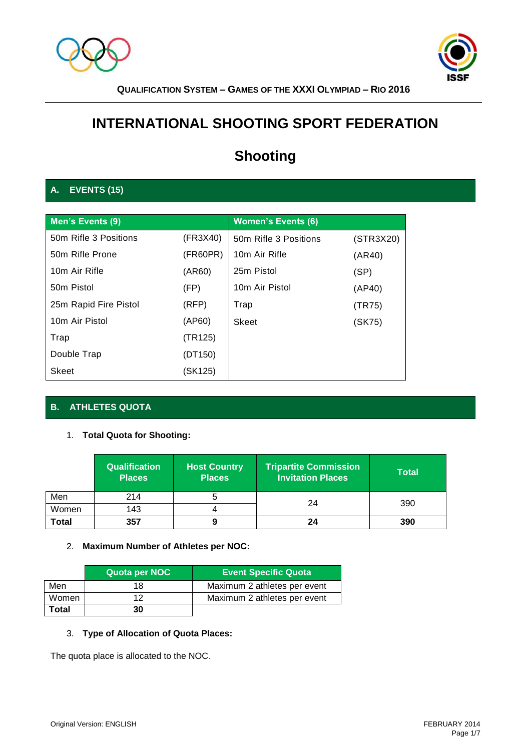**Qualification System – Games of the XXXI Olympiad – Rio 2016**

# INTERNATIONAL SHOOTING SPORT FEDERATION

## Shooting

### A. EVENTS (15)

| Men's Events (9) | | Women's Events (6) | |
|---|---|---|---|
| 50m Rifle 3 Positions | (FR3X40) | 50m Rifle 3 Positions | (STR3X20) |
| 50m Rifle Prone | (FR60PR) | 10m Air Rifle | (AR40) |
| 10m Air Rifle | (AR60) | 25m Pistol | (SP) |
| 50m Pistol | (FP) | 10m Air Pistol | (AP40) |
| 25m Rapid Fire Pistol | (RFP) | Trap | (TR75) |
| 10m Air Pistol | (AP60) | Skeet | (SK75) |
| Trap | (TR125) | | |
| Double Trap | (DT150) | | |
| Skeet | (SK125) | | |

### B. ATHLETES QUOTA

1. **Total Quota for Shooting:**

| | Qualification Places | Host Country Places | Tripartite Commission Invitation Places | Total |
|---|---|---|---|---|
| Men | 214 | 5 | 24 | 390 |
| Women | 143 | 4 | | |
| **Total** | **357** | **9** | **24** | **390** |

2. **Maximum Number of Athletes per NOC:**

| | Quota per NOC | Event Specific Quota |
|---|---|---|
| Men | 18 | Maximum 2 athletes per event |
| Women | 12 | Maximum 2 athletes per event |
| **Total** | **30** | |

3. **Type of Allocation of Quota Places:**

The quota place is allocated to the NOC.

Original Version: ENGLISH

FEBRUARY 2014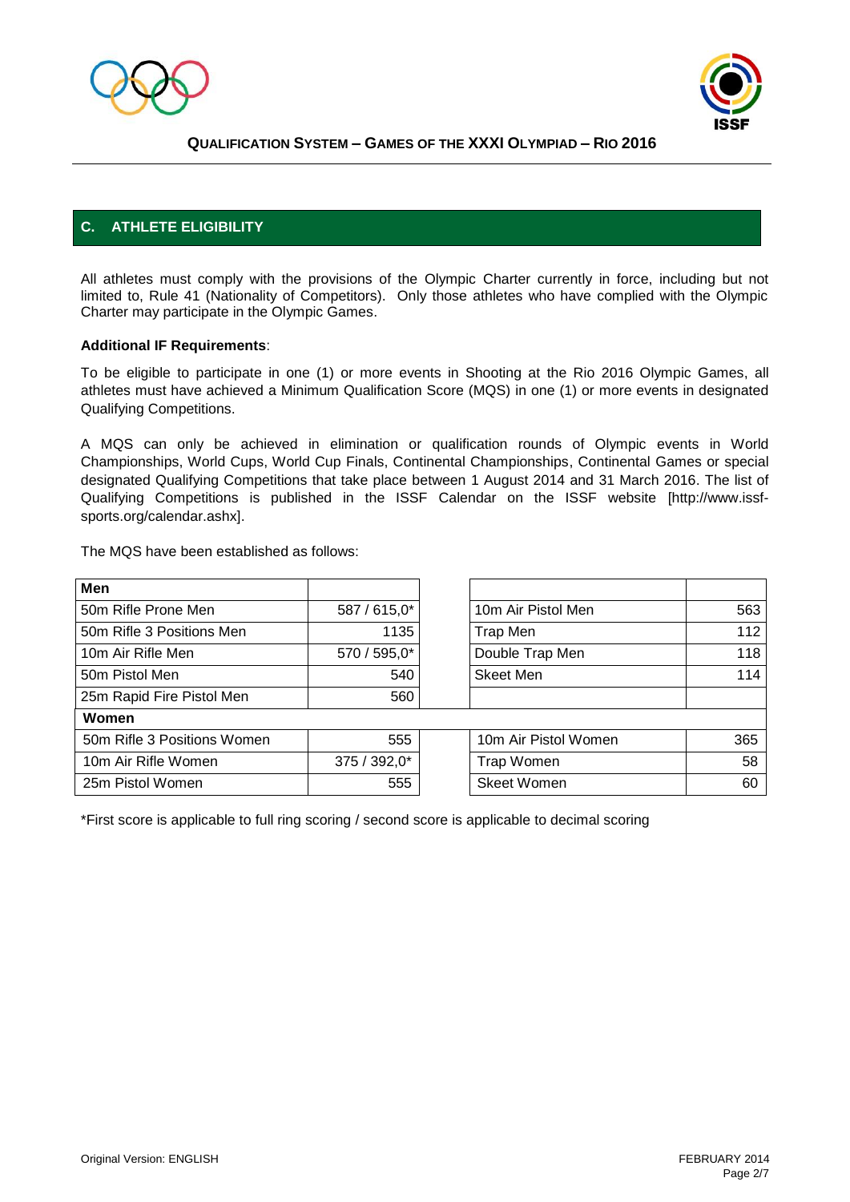## C. ATHLETE ELIGIBILITY

All athletes must comply with the provisions of the Olympic Charter currently in force, including but not limited to, Rule 41 (Nationality of Competitors). Only those athletes who have complied with the Olympic Charter may participate in the Olympic Games.

**Additional IF Requirements**:

To be eligible to participate in one (1) or more events in Shooting at the Rio 2016 Olympic Games, all athletes must have achieved a Minimum Qualification Score (MQS) in one (1) or more events in designated Qualifying Competitions.

A MQS can only be achieved in elimination or qualification rounds of Olympic events in World Championships, World Cups, World Cup Finals, Continental Championships, Continental Games or special designated Qualifying Competitions that take place between 1 August 2014 and 31 March 2016. The list of Qualifying Competitions is published in the ISSF Calendar on the ISSF website [http://www.issf-sports.org/calendar.ashx].

The MQS have been established as follows:

| **Men** | | | |
|---|---|---|---|
| 50m Rifle Prone Men | 587 / 615,0* | 10m Air Pistol Men | 563 |
| 50m Rifle 3 Positions Men | 1135 | Trap Men | 112 |
| 10m Air Rifle Men | 570 / 595,0* | Double Trap Men | 118 |
| 50m Pistol Men | 540 | Skeet Men | 114 |
| 25m Rapid Fire Pistol Men | 560 | | |
| **Women** | | | |
| 50m Rifle 3 Positions Women | 555 | 10m Air Pistol Women | 365 |
| 10m Air Rifle Women | 375 / 392,0* | Trap Women | 58 |
| 25m Pistol Women | 555 | Skeet Women | 60 |

*First score is applicable to full ring scoring / second score is applicable to decimal scoring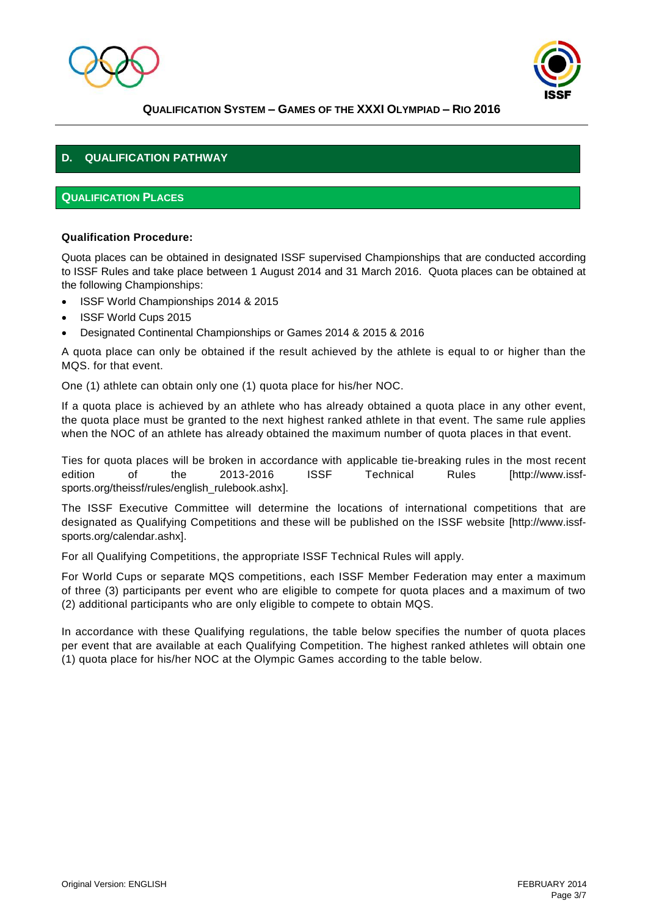## D. QUALIFICATION PATHWAY

### QUALIFICATION PLACES

**Qualification Procedure:**

Quota places can be obtained in designated ISSF supervised Championships that are conducted according to ISSF Rules and take place between 1 August 2014 and 31 March 2016. Quota places can be obtained at the following Championships:

- ISSF World Championships 2014 & 2015
- ISSF World Cups 2015
- Designated Continental Championships or Games 2014 & 2015 & 2016

A quota place can only be obtained if the result achieved by the athlete is equal to or higher than the MQS. for that event.

One (1) athlete can obtain only one (1) quota place for his/her NOC.

If a quota place is achieved by an athlete who has already obtained a quota place in any other event, the quota place must be granted to the next highest ranked athlete in that event. The same rule applies when the NOC of an athlete has already obtained the maximum number of quota places in that event.

Ties for quota places will be broken in accordance with applicable tie-breaking rules in the most recent edition of the 2013-2016 ISSF Technical Rules [http://www.issf-sports.org/theissf/rules/english_rulebook.ashx].

The ISSF Executive Committee will determine the locations of international competitions that are designated as Qualifying Competitions and these will be published on the ISSF website [http://www.issf-sports.org/calendar.ashx].

For all Qualifying Competitions, the appropriate ISSF Technical Rules will apply.

For World Cups or separate MQS competitions, each ISSF Member Federation may enter a maximum of three (3) participants per event who are eligible to compete for quota places and a maximum of two (2) additional participants who are only eligible to compete to obtain MQS.

In accordance with these Qualifying regulations, the table below specifies the number of quota places per event that are available at each Qualifying Competition. The highest ranked athletes will obtain one (1) quota place for his/her NOC at the Olympic Games according to the table below.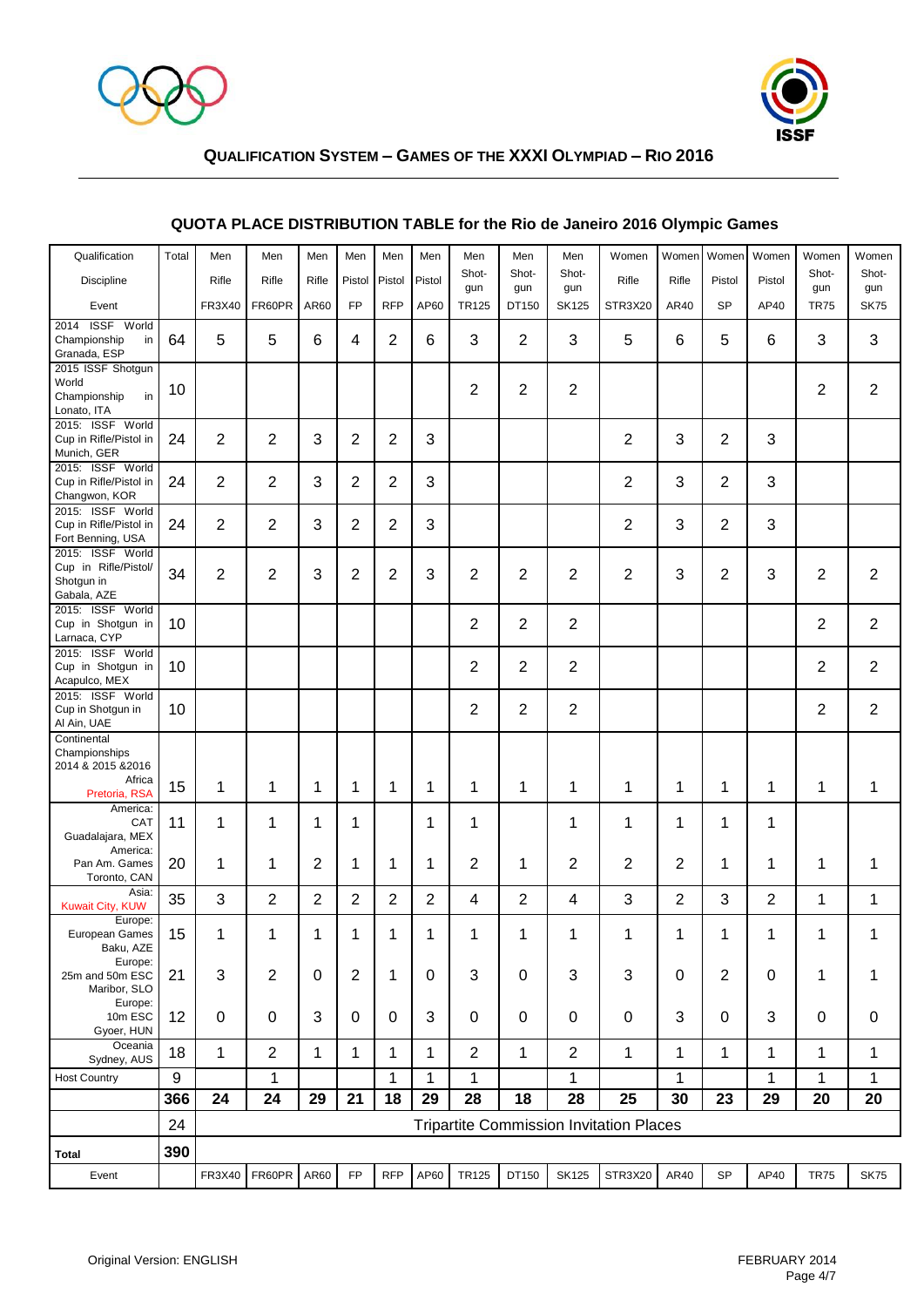## QUOTA PLACE DISTRIBUTION TABLE for the Rio de Janeiro 2016 Olympic Games

| Qualification | Total | Men | Men | Men | Men | Men | Men | Men | Men | Men | Women | Women | Women | Women | Women | Women |
|---|---|---|---|---|---|---|---|---|---|---|---|---|---|---|---|---|
| Discipline | | Rifle | Rifle | Rifle | Pistol | Pistol | Pistol | Shot-gun | Shot-gun | Shot-gun | Rifle | Rifle | Pistol | Pistol | Shot-gun | Shot-gun |
| Event | | FR3X40 | FR60PR | AR60 | FP | RFP | AP60 | TR125 | DT150 | SK125 | STR3X20 | AR40 | SP | AP40 | TR75 | SK75 |
| 2014 ISSF World Championship in Granada, ESP | 64 | 5 | 5 | 6 | 4 | 2 | 6 | 3 | 2 | 3 | 5 | 6 | 5 | 6 | 3 | 3 |
| 2015 ISSF Shotgun World Championship in Lonato, ITA | 10 | | | | | | | 2 | 2 | 2 | | | | | 2 | 2 |
| 2015: ISSF World Cup in Rifle/Pistol in Munich, GER | 24 | 2 | 2 | 3 | 2 | 2 | 3 | | | | 2 | 3 | 2 | 3 | | |
| 2015: ISSF World Cup in Rifle/Pistol in Changwon, KOR | 24 | 2 | 2 | 3 | 2 | 2 | 3 | | | | 2 | 3 | 2 | 3 | | |
| 2015: ISSF World Cup in Rifle/Pistol in Fort Benning, USA | 24 | 2 | 2 | 3 | 2 | 2 | 3 | | | | 2 | 3 | 2 | 3 | | |
| 2015: ISSF World Cup in Rifle/Pistol/ Shotgun in Gabala, AZE | 34 | 2 | 2 | 3 | 2 | 2 | 3 | 2 | 2 | 2 | 2 | 3 | 2 | 3 | 2 | 2 |
| 2015: ISSF World Cup in Shotgun in Larnaca, CYP | 10 | | | | | | | 2 | 2 | 2 | | | | | 2 | 2 |
| 2015: ISSF World Cup in Shotgun in Acapulco, MEX | 10 | | | | | | | 2 | 2 | 2 | | | | | 2 | 2 |
| 2015: ISSF World Cup in Shotgun in Al Ain, UAE | 10 | | | | | | | 2 | 2 | 2 | | | | | 2 | 2 |
| Continental Championships 2014 & 2015 &2016 Africa Pretoria, RSA | 15 | 1 | 1 | 1 | 1 | 1 | 1 | 1 | 1 | 1 | 1 | 1 | 1 | 1 | 1 | 1 |
| America: CAT Guadalajara, MEX | 11 | 1 | 1 | 1 | 1 | | 1 | 1 | | 1 | 1 | 1 | 1 | 1 | | |
| America: Pan Am. Games Toronto, CAN | 20 | 1 | 1 | 2 | 1 | 1 | 1 | 2 | 1 | 2 | 2 | 2 | 1 | 1 | 1 | 1 |
| Asia: Kuwait City, KUW | 35 | 3 | 2 | 2 | 2 | 2 | 2 | 4 | 2 | 4 | 3 | 2 | 3 | 2 | 1 | 1 |
| Europe: European Games Baku, AZE | 15 | 1 | 1 | 1 | 1 | 1 | 1 | 1 | 1 | 1 | 1 | 1 | 1 | 1 | 1 | 1 |
| Europe: 25m and 50m ESC Maribor, SLO | 21 | 3 | 2 | 0 | 2 | 1 | 0 | 3 | 0 | 3 | 3 | 0 | 2 | 0 | 1 | 1 |
| Europe: 10m ESC Gyoer, HUN | 12 | 0 | 0 | 3 | 0 | 0 | 3 | 0 | 0 | 0 | 0 | 3 | 0 | 3 | 0 | 0 |
| Oceania Sydney, AUS | 18 | 1 | 2 | 1 | 1 | 1 | 1 | 2 | 1 | 2 | 1 | 1 | 1 | 1 | 1 | 1 |
| Host Country | 9 | | 1 | | | 1 | 1 | 1 | | 1 | | 1 | | 1 | 1 | 1 |
| | **366** | **24** | **24** | **29** | **21** | **18** | **29** | **28** | **18** | **28** | **25** | **30** | **23** | **29** | **20** | **20** |
| | 24 | Tripartite Commission Invitation Places | | | | | | | | | | | | | | |
| **Total** | **390** | | | | | | | | | | | | | | | |
| Event | | FR3X40 | FR60PR | AR60 | FP | RFP | AP60 | TR125 | DT150 | SK125 | STR3X20 | AR40 | SP | AP40 | TR75 | SK75 |

Original Version: ENGLISH

FEBRUARY 2014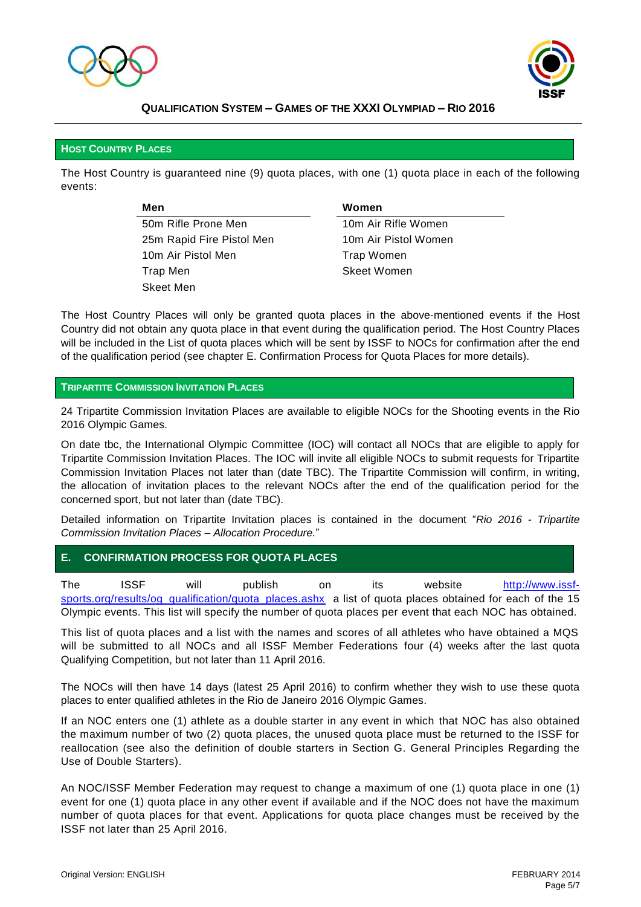## Host Country Places

The Host Country is guaranteed nine (9) quota places, with one (1) quota place in each of the following events:

| Men | Women |
|---|---|
| 50m Rifle Prone Men | 10m Air Rifle Women |
| 25m Rapid Fire Pistol Men | 10m Air Pistol Women |
| 10m Air Pistol Men | Trap Women |
| Trap Men | Skeet Women |
| Skeet Men | |

The Host Country Places will only be granted quota places in the above-mentioned events if the Host Country did not obtain any quota place in that event during the qualification period. The Host Country Places will be included in the List of quota places which will be sent by ISSF to NOCs for confirmation after the end of the qualification period (see chapter E. Confirmation Process for Quota Places for more details).

## Tripartite Commission Invitation Places

24 Tripartite Commission Invitation Places are available to eligible NOCs for the Shooting events in the Rio 2016 Olympic Games.

On date tbc, the International Olympic Committee (IOC) will contact all NOCs that are eligible to apply for Tripartite Commission Invitation Places. The IOC will invite all eligible NOCs to submit requests for Tripartite Commission Invitation Places not later than (date TBC). The Tripartite Commission will confirm, in writing, the allocation of invitation places to the relevant NOCs after the end of the qualification period for the concerned sport, but not later than (date TBC).

Detailed information on Tripartite Invitation places is contained in the document "*Rio 2016 - Tripartite Commission Invitation Places – Allocation Procedure.*"

## E. CONFIRMATION PROCESS FOR QUOTA PLACES

The ISSF will publish on its website http://www.issf-sports.org/results/og_qualification/quota_places.ashx a list of quota places obtained for each of the 15 Olympic events. This list will specify the number of quota places per event that each NOC has obtained.

This list of quota places and a list with the names and scores of all athletes who have obtained a MQS will be submitted to all NOCs and all ISSF Member Federations four (4) weeks after the last quota Qualifying Competition, but not later than 11 April 2016.

The NOCs will then have 14 days (latest 25 April 2016) to confirm whether they wish to use these quota places to enter qualified athletes in the Rio de Janeiro 2016 Olympic Games.

If an NOC enters one (1) athlete as a double starter in any event in which that NOC has also obtained the maximum number of two (2) quota places, the unused quota place must be returned to the ISSF for reallocation (see also the definition of double starters in Section G. General Principles Regarding the Use of Double Starters).

An NOC/ISSF Member Federation may request to change a maximum of one (1) quota place in one (1) event for one (1) quota place in any other event if available and if the NOC does not have the maximum number of quota places for that event. Applications for quota place changes must be received by the ISSF not later than 25 April 2016.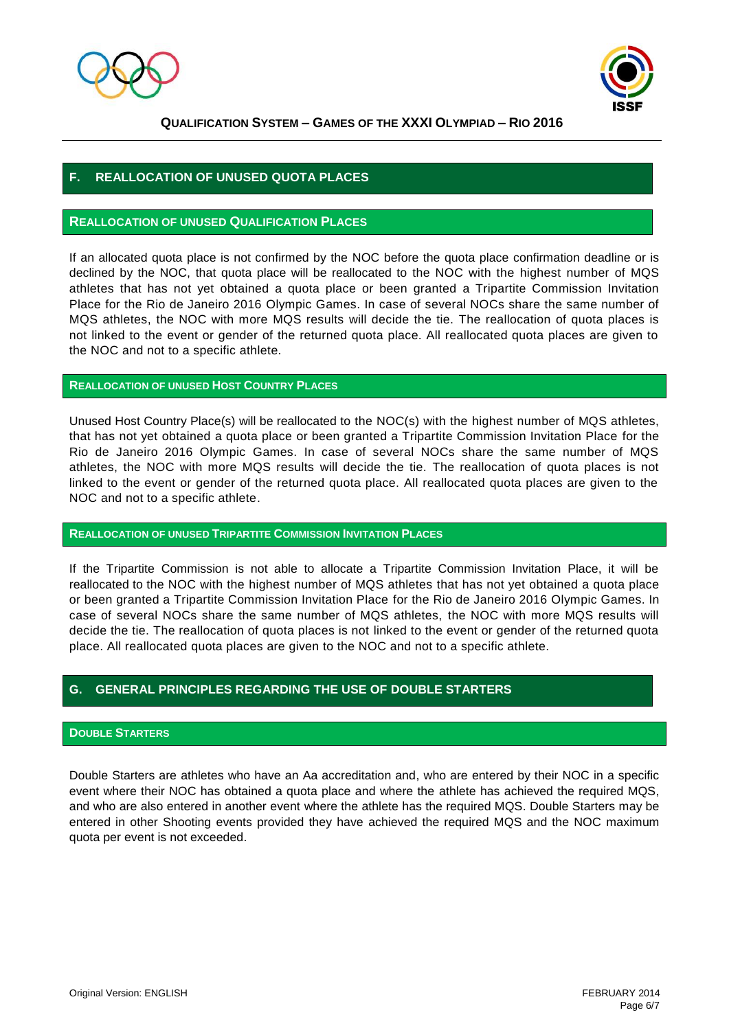## F. REALLOCATION OF UNUSED QUOTA PLACES

### REALLOCATION OF UNUSED QUALIFICATION PLACES

If an allocated quota place is not confirmed by the NOC before the quota place confirmation deadline or is declined by the NOC, that quota place will be reallocated to the NOC with the highest number of MQS athletes that has not yet obtained a quota place or been granted a Tripartite Commission Invitation Place for the Rio de Janeiro 2016 Olympic Games. In case of several NOCs share the same number of MQS athletes, the NOC with more MQS results will decide the tie. The reallocation of quota places is not linked to the event or gender of the returned quota place. All reallocated quota places are given to the NOC and not to a specific athlete.

### REALLOCATION OF UNUSED HOST COUNTRY PLACES

Unused Host Country Place(s) will be reallocated to the NOC(s) with the highest number of MQS athletes, that has not yet obtained a quota place or been granted a Tripartite Commission Invitation Place for the Rio de Janeiro 2016 Olympic Games. In case of several NOCs share the same number of MQS athletes, the NOC with more MQS results will decide the tie. The reallocation of quota places is not linked to the event or gender of the returned quota place. All reallocated quota places are given to the NOC and not to a specific athlete.

### REALLOCATION OF UNUSED TRIPARTITE COMMISSION INVITATION PLACES

If the Tripartite Commission is not able to allocate a Tripartite Commission Invitation Place, it will be reallocated to the NOC with the highest number of MQS athletes that has not yet obtained a quota place or been granted a Tripartite Commission Invitation Place for the Rio de Janeiro 2016 Olympic Games. In case of several NOCs share the same number of MQS athletes, the NOC with more MQS results will decide the tie. The reallocation of quota places is not linked to the event or gender of the returned quota place. All reallocated quota places are given to the NOC and not to a specific athlete.

## G. GENERAL PRINCIPLES REGARDING THE USE OF DOUBLE STARTERS

### DOUBLE STARTERS

Double Starters are athletes who have an Aa accreditation and, who are entered by their NOC in a specific event where their NOC has obtained a quota place and where the athlete has achieved the required MQS, and who are also entered in another event where the athlete has the required MQS. Double Starters may be entered in other Shooting events provided they have achieved the required MQS and the NOC maximum quota per event is not exceeded.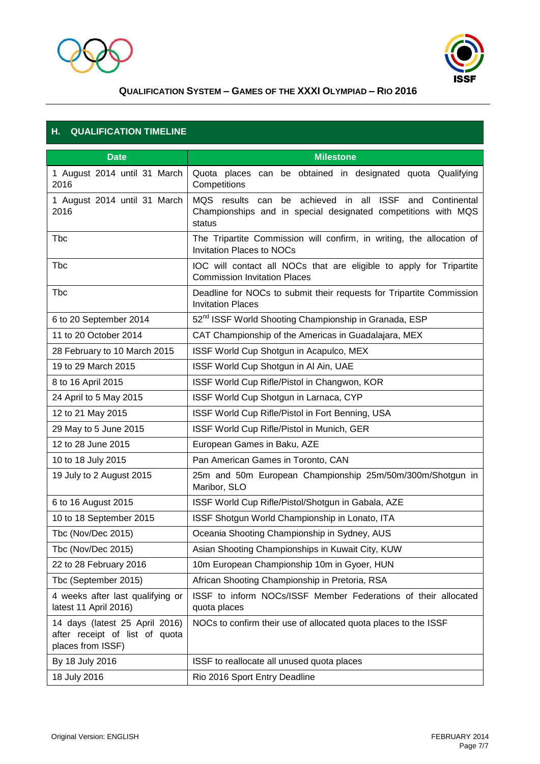## H. QUALIFICATION TIMELINE

| Date | Milestone |
|---|---|
| 1 August 2014 until 31 March 2016 | Quota places can be obtained in designated quota Qualifying Competitions |
| 1 August 2014 until 31 March 2016 | MQS results can be achieved in all ISSF and Continental Championships and in special designated competitions with MQS status |
| Tbc | The Tripartite Commission will confirm, in writing, the allocation of Invitation Places to NOCs |
| Tbc | IOC will contact all NOCs that are eligible to apply for Tripartite Commission Invitation Places |
| Tbc | Deadline for NOCs to submit their requests for Tripartite Commission Invitation Places |
| 6 to 20 September 2014 | 52nd ISSF World Shooting Championship in Granada, ESP |
| 11 to 20 October 2014 | CAT Championship of the Americas in Guadalajara, MEX |
| 28 February to 10 March 2015 | ISSF World Cup Shotgun in Acapulco, MEX |
| 19 to 29 March 2015 | ISSF World Cup Shotgun in Al Ain, UAE |
| 8 to 16 April 2015 | ISSF World Cup Rifle/Pistol in Changwon, KOR |
| 24 April to 5 May 2015 | ISSF World Cup Shotgun in Larnaca, CYP |
| 12 to 21 May 2015 | ISSF World Cup Rifle/Pistol in Fort Benning, USA |
| 29 May to 5 June 2015 | ISSF World Cup Rifle/Pistol in Munich, GER |
| 12 to 28 June 2015 | European Games in Baku, AZE |
| 10 to 18 July 2015 | Pan American Games in Toronto, CAN |
| 19 July to 2 August 2015 | 25m and 50m European Championship 25m/50m/300m/Shotgun in Maribor, SLO |
| 6 to 16 August 2015 | ISSF World Cup Rifle/Pistol/Shotgun in Gabala, AZE |
| 10 to 18 September 2015 | ISSF Shotgun World Championship in Lonato, ITA |
| Tbc (Nov/Dec 2015) | Oceania Shooting Championship in Sydney, AUS |
| Tbc (Nov/Dec 2015) | Asian Shooting Championships in Kuwait City, KUW |
| 22 to 28 February 2016 | 10m European Championship 10m in Gyoer, HUN |
| Tbc (September 2015) | African Shooting Championship in Pretoria, RSA |
| 4 weeks after last qualifying or latest 11 April 2016) | ISSF to inform NOCs/ISSF Member Federations of their allocated quota places |
| 14 days (latest 25 April 2016) after receipt of list of quota places from ISSF) | NOCs to confirm their use of allocated quota places to the ISSF |
| By 18 July 2016 | ISSF to reallocate all unused quota places |
| 18 July 2016 | Rio 2016 Sport Entry Deadline |

Original Version: ENGLISH

FEBRUARY 2014